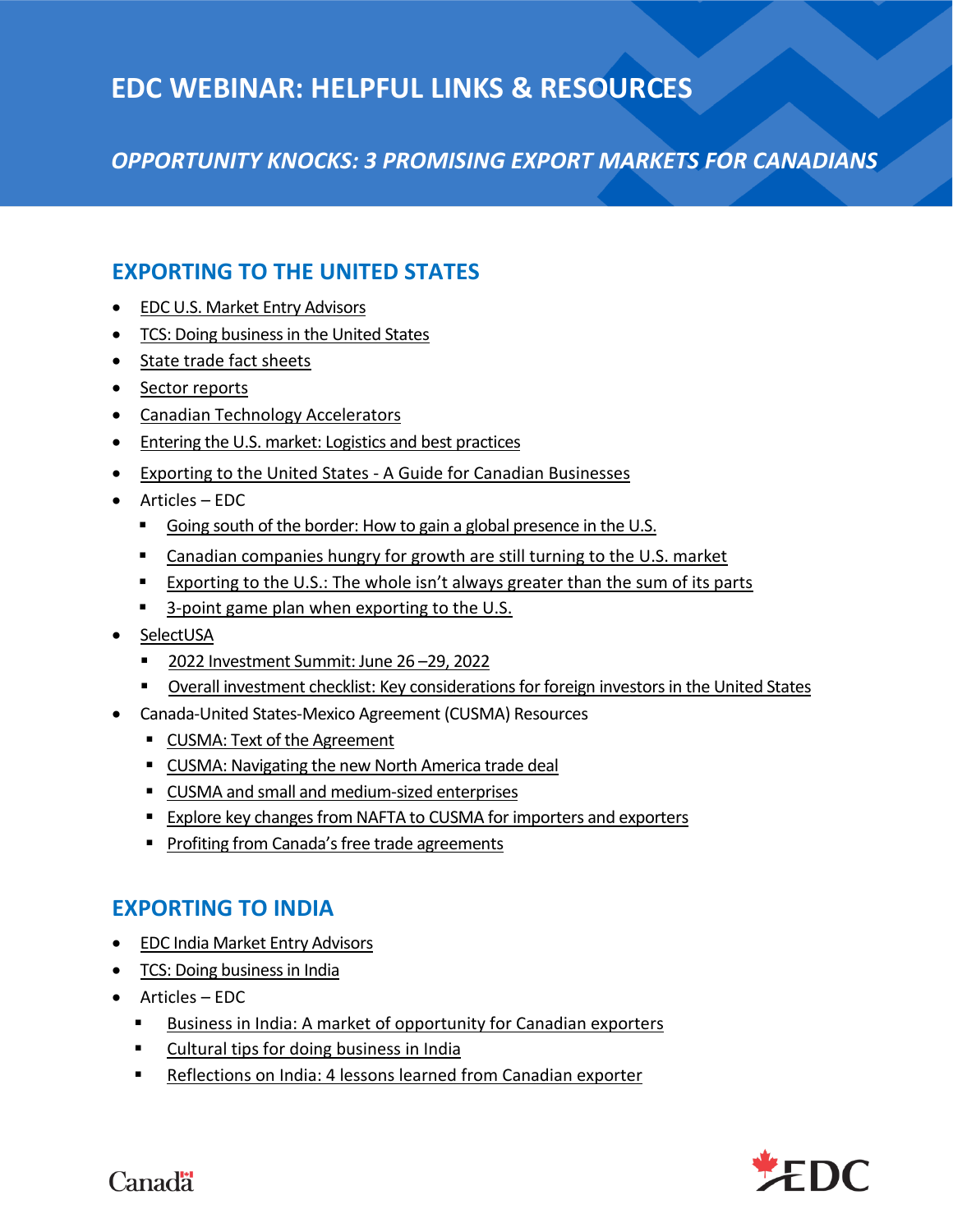# EDC WEBINAR: HELPFUL LINKS & RESOURCES

## *OPPORTUNITY KNOCKS: 3 PROMISING EXPORT MARKETS FOR CANADIANS*

## EXPORTING TO THE UNITED STATES

- EDC U.S. Market Entry Advisors
- TCS: Doing business in the United States
- State trade fact sheets
- Sector reports
- Canadian Technology Accelerators
- Entering the U.S. market: Logistics and best practices
- Exporting to the United States - A Guide for Canadian Businesses
- Articles – EDC
  - Going south of the border: How to gain a global presence in the U.S.
  - Canadian companies hungry for growth are still turning to the U.S. market
  - Exporting to the U.S.: The whole isn't always greater than the sum of its parts
  - 3-point game plan when exporting to the U.S.
- SelectUSA
  - 2022 Investment Summit: June 26 –29, 2022
  - Overall investment checklist: Key considerations for foreign investors in the United States
- Canada-United States-Mexico Agreement (CUSMA) Resources
  - CUSMA: Text of the Agreement
  - CUSMA: Navigating the new North America trade deal
  - CUSMA and small and medium-sized enterprises
  - Explore key changes from NAFTA to CUSMA for importers and exporters
  - Profiting from Canada's free trade agreements

## EXPORTING TO INDIA

- EDC India Market Entry Advisors
- TCS: Doing business in India
- Articles – EDC
  - Business in India: A market of opportunity for Canadian exporters
  - Cultural tips for doing business in India
  - Reflections on India: 4 lessons learned from Canadian exporter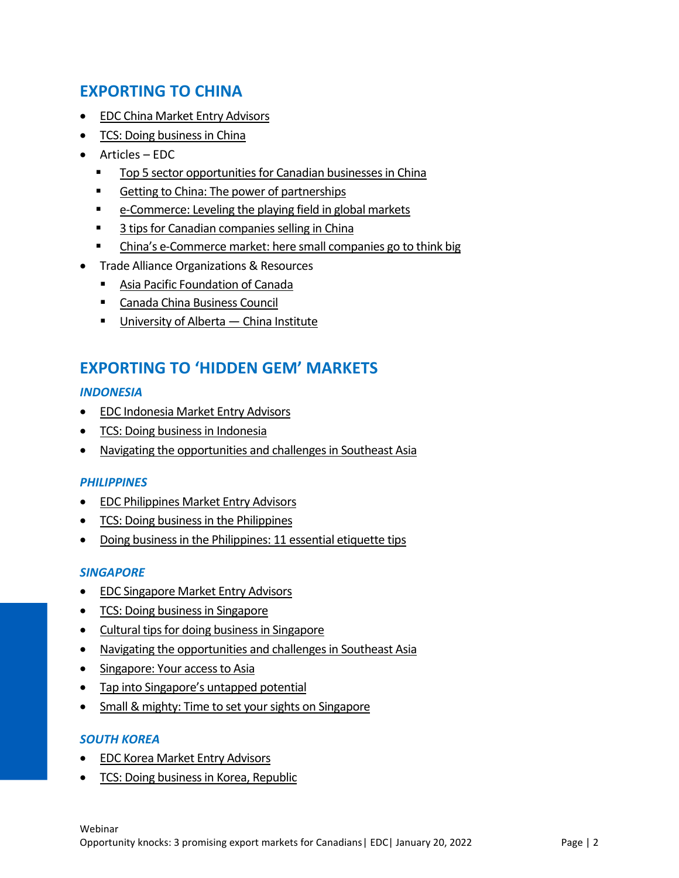## EXPORTING TO CHINA

- EDC China Market Entry Advisors
- TCS: Doing business in China
- Articles – EDC
  - Top 5 sector opportunities for Canadian businesses in China
  - Getting to China: The power of partnerships
  - e-Commerce: Leveling the playing field in global markets
  - 3 tips for Canadian companies selling in China
  - China's e-Commerce market: here small companies go to think big
- Trade Alliance Organizations & Resources
  - Asia Pacific Foundation of Canada
  - Canada China Business Council
  - University of Alberta — China Institute

## EXPORTING TO 'HIDDEN GEM' MARKETS

### *INDONESIA*

- EDC Indonesia Market Entry Advisors
- TCS: Doing business in Indonesia
- Navigating the opportunities and challenges in Southeast Asia

### *PHILIPPINES*

- EDC Philippines Market Entry Advisors
- TCS: Doing business in the Philippines
- Doing business in the Philippines: 11 essential etiquette tips

### *SINGAPORE*

- EDC Singapore Market Entry Advisors
- TCS: Doing business in Singapore
- Cultural tips for doing business in Singapore
- Navigating the opportunities and challenges in Southeast Asia
- Singapore: Your access to Asia
- Tap into Singapore's untapped potential
- Small & mighty: Time to set your sights on Singapore

### *SOUTH KOREA*

- EDC Korea Market Entry Advisors
- TCS: Doing business in Korea, Republic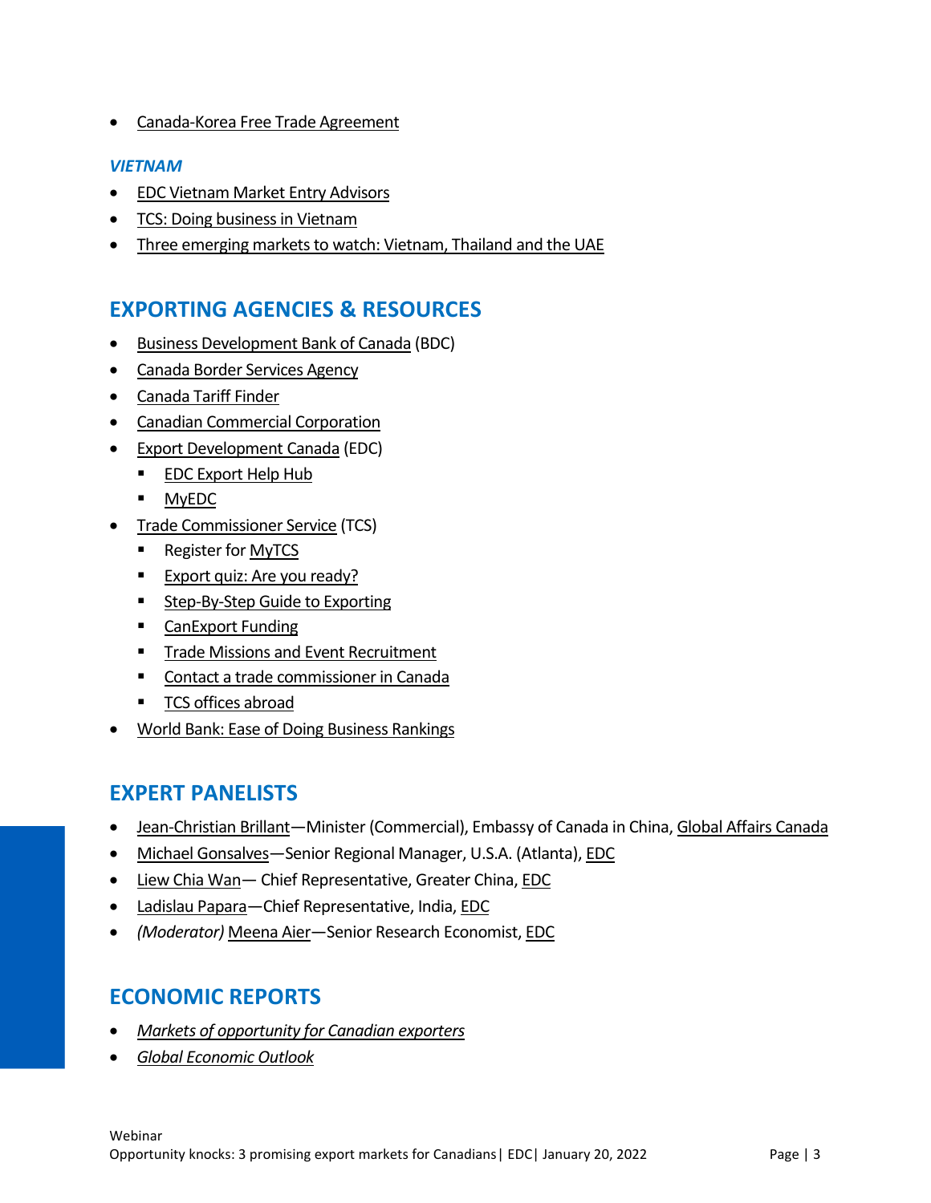- Canada-Korea Free Trade Agreement

### *VIETNAM*

- EDC Vietnam Market Entry Advisors
- TCS: Doing business in Vietnam
- Three emerging markets to watch: Vietnam, Thailand and the UAE

## EXPORTING AGENCIES & RESOURCES

- Business Development Bank of Canada (BDC)
- Canada Border Services Agency
- Canada Tariff Finder
- Canadian Commercial Corporation
- Export Development Canada (EDC)
  - EDC Export Help Hub
  - MyEDC
- Trade Commissioner Service (TCS)
  - Register for MyTCS
  - Export quiz: Are you ready?
  - Step-By-Step Guide to Exporting
  - CanExport Funding
  - Trade Missions and Event Recruitment
  - Contact a trade commissioner in Canada
  - TCS offices abroad
- World Bank: Ease of Doing Business Rankings

## EXPERT PANELISTS

- Jean-Christian Brillant—Minister (Commercial), Embassy of Canada in China, Global Affairs Canada
- Michael Gonsalves—Senior Regional Manager, U.S.A. (Atlanta), EDC
- Liew Chia Wan— Chief Representative, Greater China, EDC
- Ladislau Papara—Chief Representative, India, EDC
- *(Moderator)* Meena Aier—Senior Research Economist, EDC

## ECONOMIC REPORTS

- *Markets of opportunity for Canadian exporters*
- *Global Economic Outlook*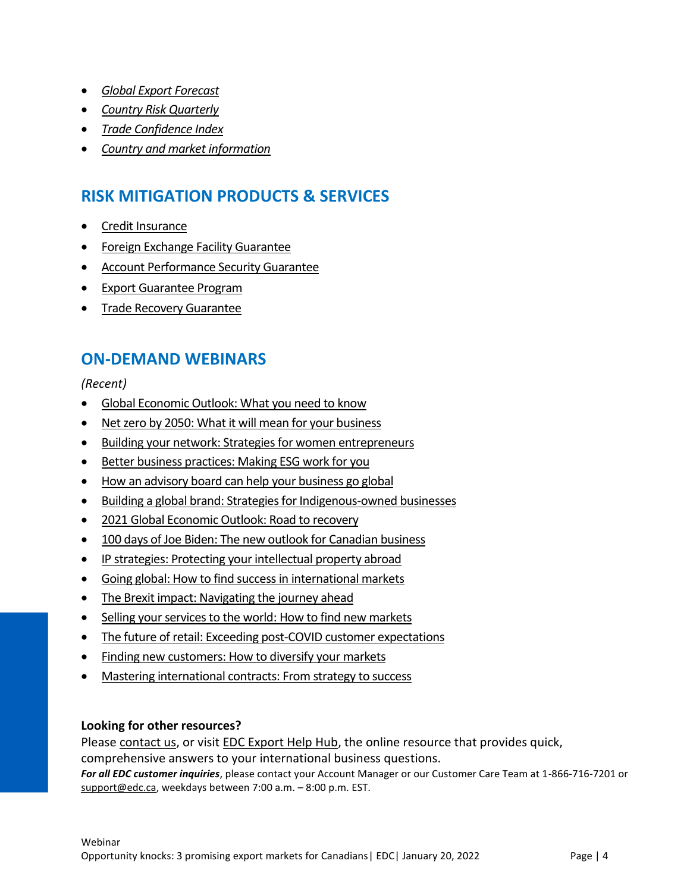- *Global Export Forecast*
- *Country Risk Quarterly*
- *Trade Confidence Index*
- *Country and market information*

## RISK MITIGATION PRODUCTS & SERVICES

- Credit Insurance
- Foreign Exchange Facility Guarantee
- Account Performance Security Guarantee
- Export Guarantee Program
- Trade Recovery Guarantee

## ON-DEMAND WEBINARS

*(Recent)*

- Global Economic Outlook: What you need to know
- Net zero by 2050: What it will mean for your business
- Building your network: Strategies for women entrepreneurs
- Better business practices: Making ESG work for you
- How an advisory board can help your business go global
- Building a global brand: Strategies for Indigenous-owned businesses
- 2021 Global Economic Outlook: Road to recovery
- 100 days of Joe Biden: The new outlook for Canadian business
- IP strategies: Protecting your intellectual property abroad
- Going global: How to find success in international markets
- The Brexit impact: Navigating the journey ahead
- Selling your services to the world: How to find new markets
- The future of retail: Exceeding post-COVID customer expectations
- Finding new customers: How to diversify your markets
- Mastering international contracts: From strategy to success

**Looking for other resources?**

Please contact us, or visit EDC Export Help Hub, the online resource that provides quick, comprehensive answers to your international business questions.

***For all EDC customer inquiries***, please contact your Account Manager or our Customer Care Team at 1-866-716-7201 or support@edc.ca, weekdays between 7:00 a.m. – 8:00 p.m. EST.